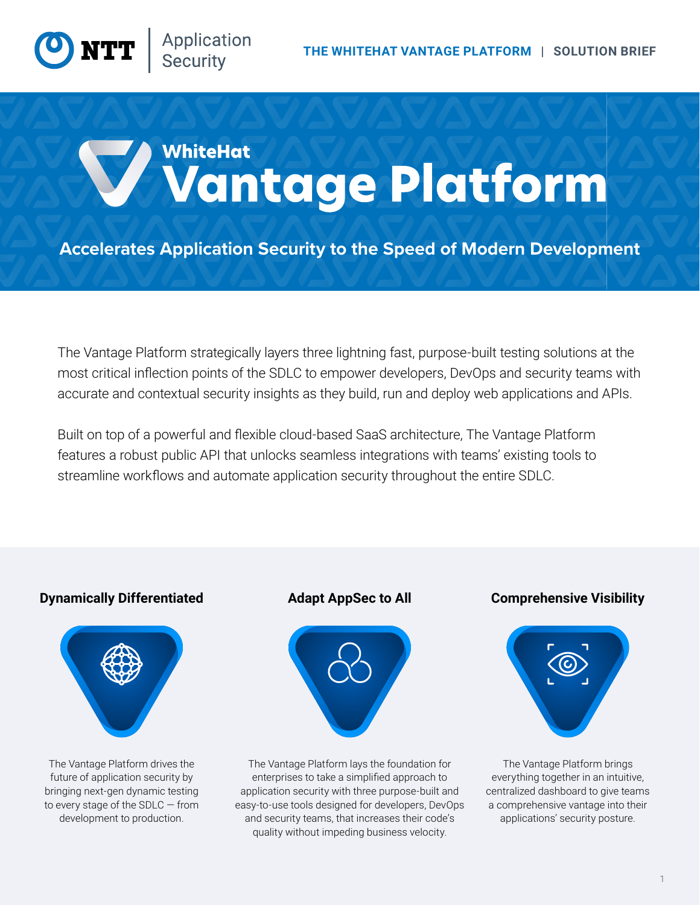# WhiteHat Vantage Platform

## Accelerates Application Security to the Speed of Modern Development

The Vantage Platform strategically layers three lightning fast, purpose-built testing solutions at the most critical inflection points of the SDLC to empower developers, DevOps and security teams with accurate and contextual security insights as they build, run and deploy web applications and APIs.

Built on top of a powerful and flexible cloud-based SaaS architecture, The Vantage Platform features a robust public API that unlocks seamless integrations with teams' existing tools to streamline workflows and automate application security throughout the entire SDLC.

### Dynamically Differentiated

The Vantage Platform drives the future of application security by bringing next-gen dynamic testing to every stage of the SDLC — from development to production.

### Adapt AppSec to All

The Vantage Platform lays the foundation for enterprises to take a simplified approach to application security with three purpose-built and easy-to-use tools designed for developers, DevOps and security teams, that increases their code's quality without impeding business velocity.

### Comprehensive Visibility

The Vantage Platform brings everything together in an intuitive, centralized dashboard to give teams a comprehensive vantage into their applications' security posture.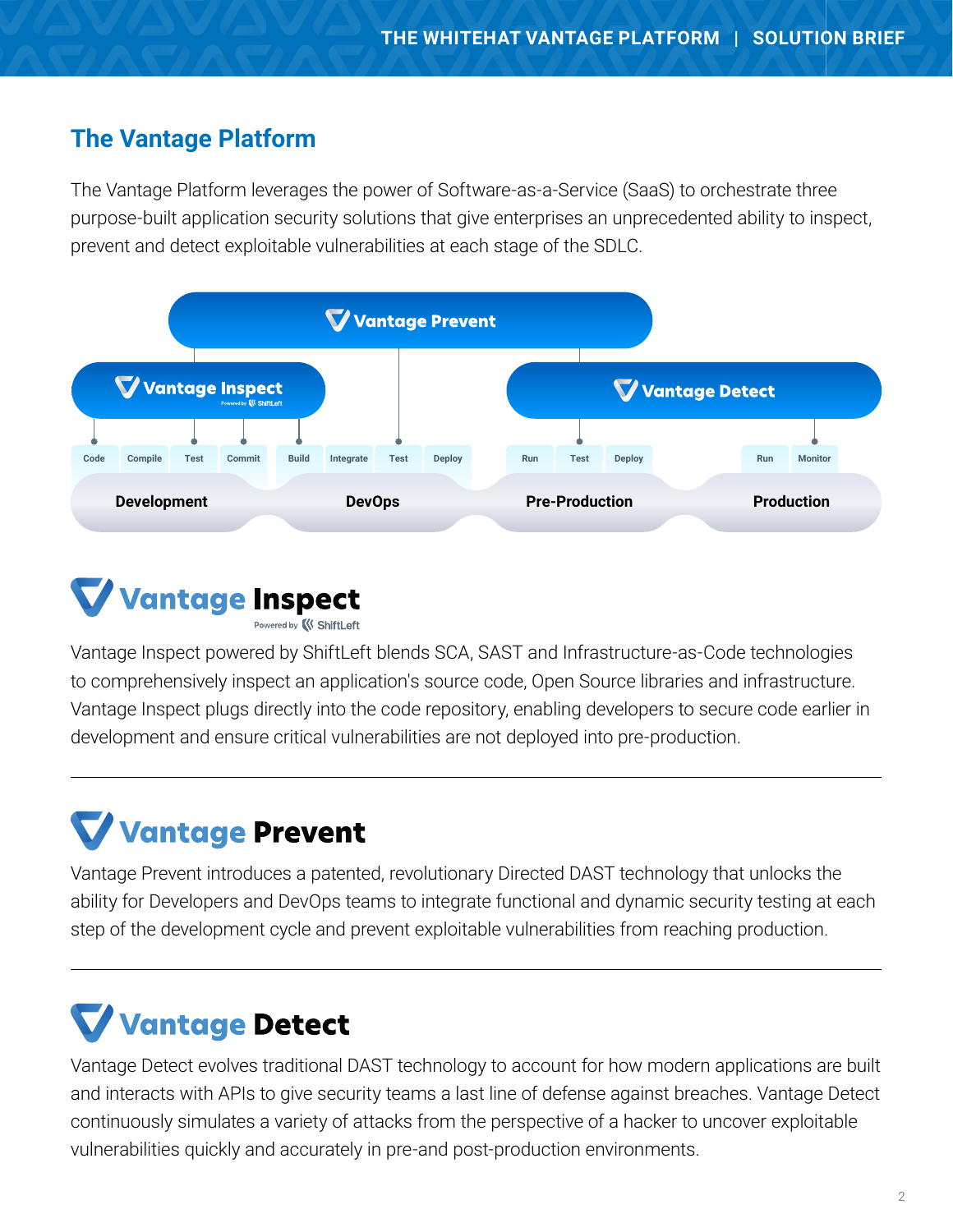## The Vantage Platform

The Vantage Platform leverages the power of Software-as-a-Service (SaaS) to orchestrate three purpose-built application security solutions that give enterprises an unprecedented ability to inspect, prevent and detect exploitable vulnerabilities at each stage of the SDLC.

Vantage Prevent

Vantage Inspect
Powered by ShiftLeft

Vantage Detect

Code | Compile | Test | Commit | Build | Integrate | Test | Deploy | Run | Test | Deploy | Run | Monitor

Development | DevOps | Pre-Production | Production

## Vantage Inspect

Powered by ShiftLeft

Vantage Inspect powered by ShiftLeft blends SCA, SAST and Infrastructure-as-Code technologies to comprehensively inspect an application's source code, Open Source libraries and infrastructure. Vantage Inspect plugs directly into the code repository, enabling developers to secure code earlier in development and ensure critical vulnerabilities are not deployed into pre-production.

---

## Vantage Prevent

Vantage Prevent introduces a patented, revolutionary Directed DAST technology that unlocks the ability for Developers and DevOps teams to integrate functional and dynamic security testing at each step of the development cycle and prevent exploitable vulnerabilities from reaching production.

---

## Vantage Detect

Vantage Detect evolves traditional DAST technology to account for how modern applications are built and interacts with APIs to give security teams a last line of defense against breaches. Vantage Detect continuously simulates a variety of attacks from the perspective of a hacker to uncover exploitable vulnerabilities quickly and accurately in pre-and post-production environments.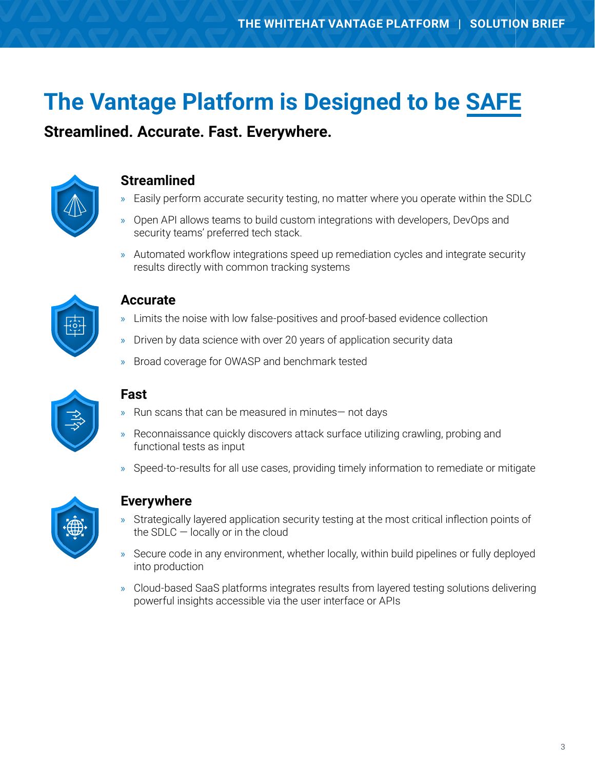# The Vantage Platform is Designed to be SAFE

## Streamlined. Accurate. Fast. Everywhere.

### Streamlined

- Easily perform accurate security testing, no matter where you operate within the SDLC
- Open API allows teams to build custom integrations with developers, DevOps and security teams' preferred tech stack.
- Automated workflow integrations speed up remediation cycles and integrate security results directly with common tracking systems

### Accurate

- Limits the noise with low false-positives and proof-based evidence collection
- Driven by data science with over 20 years of application security data
- Broad coverage for OWASP and benchmark tested

### Fast

- Run scans that can be measured in minutes— not days
- Reconnaissance quickly discovers attack surface utilizing crawling, probing and functional tests as input
- Speed-to-results for all use cases, providing timely information to remediate or mitigate

### Everywhere

- Strategically layered application security testing at the most critical inflection points of the SDLC — locally or in the cloud
- Secure code in any environment, whether locally, within build pipelines or fully deployed into production
- Cloud-based SaaS platforms integrates results from layered testing solutions delivering powerful insights accessible via the user interface or APIs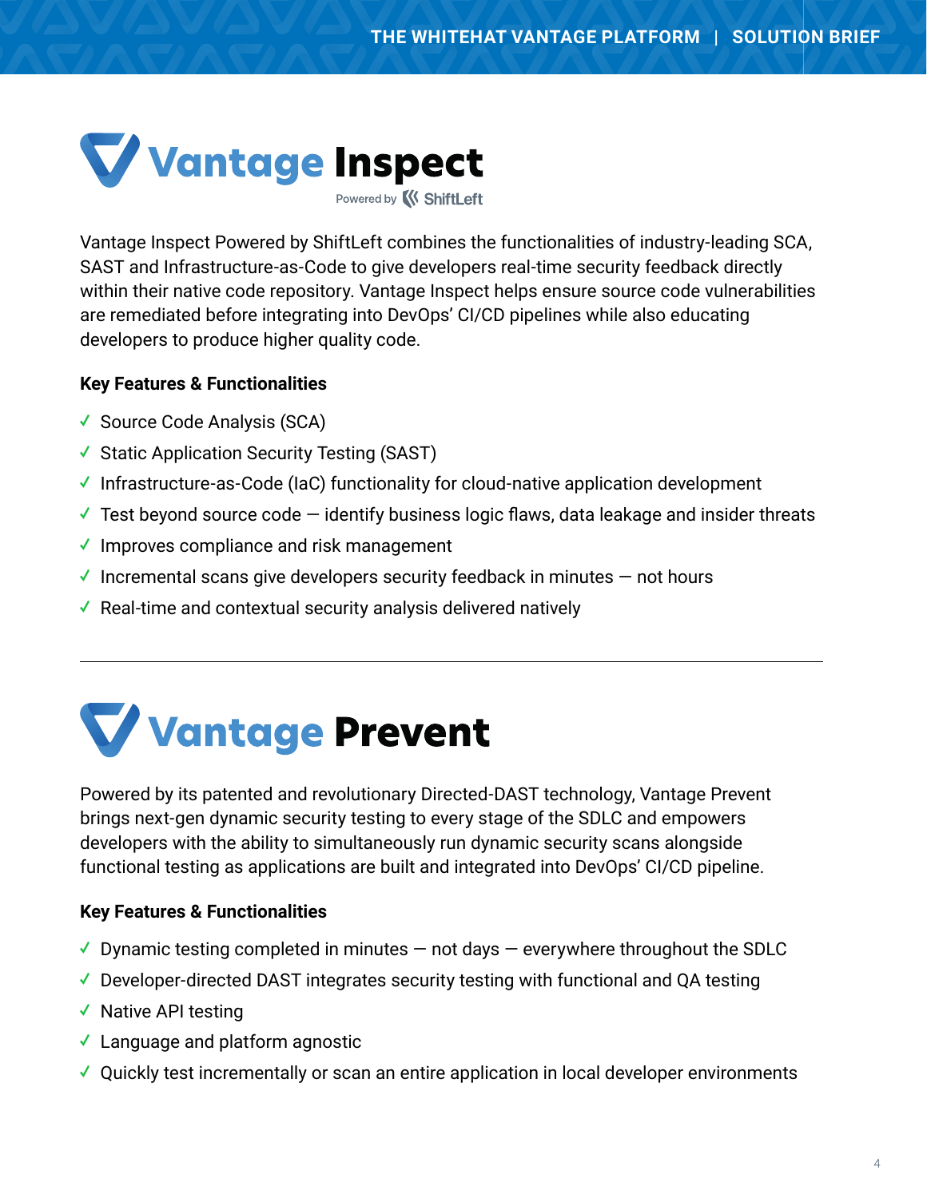# Vantage Inspect

Powered by ShiftLeft

Vantage Inspect Powered by ShiftLeft combines the functionalities of industry-leading SCA, SAST and Infrastructure-as-Code to give developers real-time security feedback directly within their native code repository. Vantage Inspect helps ensure source code vulnerabilities are remediated before integrating into DevOps' CI/CD pipelines while also educating developers to produce higher quality code.

**Key Features & Functionalities**

- ✓ Source Code Analysis (SCA)
- ✓ Static Application Security Testing (SAST)
- ✓ Infrastructure-as-Code (IaC) functionality for cloud-native application development
- ✓ Test beyond source code — identify business logic flaws, data leakage and insider threats
- ✓ Improves compliance and risk management
- ✓ Incremental scans give developers security feedback in minutes — not hours
- ✓ Real-time and contextual security analysis delivered natively

---

# Vantage Prevent

Powered by its patented and revolutionary Directed-DAST technology, Vantage Prevent brings next-gen dynamic security testing to every stage of the SDLC and empowers developers with the ability to simultaneously run dynamic security scans alongside functional testing as applications are built and integrated into DevOps' CI/CD pipeline.

**Key Features & Functionalities**

- ✓ Dynamic testing completed in minutes — not days — everywhere throughout the SDLC
- ✓ Developer-directed DAST integrates security testing with functional and QA testing
- ✓ Native API testing
- ✓ Language and platform agnostic
- ✓ Quickly test incrementally or scan an entire application in local developer environments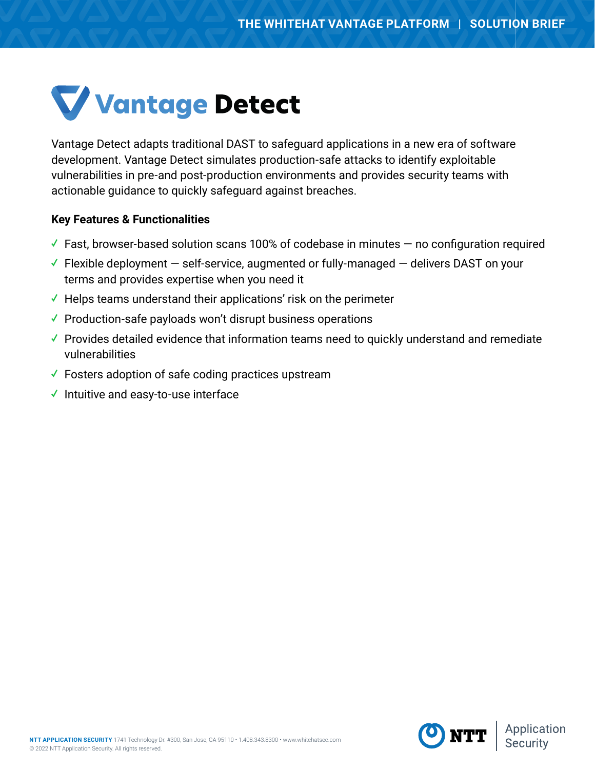# Vantage Detect

Vantage Detect adapts traditional DAST to safeguard applications in a new era of software development. Vantage Detect simulates production-safe attacks to identify exploitable vulnerabilities in pre-and post-production environments and provides security teams with actionable guidance to quickly safeguard against breaches.

**Key Features & Functionalities**

- ✓ Fast, browser-based solution scans 100% of codebase in minutes — no configuration required
- ✓ Flexible deployment — self-service, augmented or fully-managed — delivers DAST on your terms and provides expertise when you need it
- ✓ Helps teams understand their applications' risk on the perimeter
- ✓ Production-safe payloads won't disrupt business operations
- ✓ Provides detailed evidence that information teams need to quickly understand and remediate vulnerabilities
- ✓ Fosters adoption of safe coding practices upstream
- ✓ Intuitive and easy-to-use interface

**NTT APPLICATION SECURITY** 1741 Technology Dr. #300, San Jose, CA 95110 • 1.408.343.8300 • www.whitehatsec.com
© 2022 NTT Application Security. All rights reserved.

NTT | Application Security